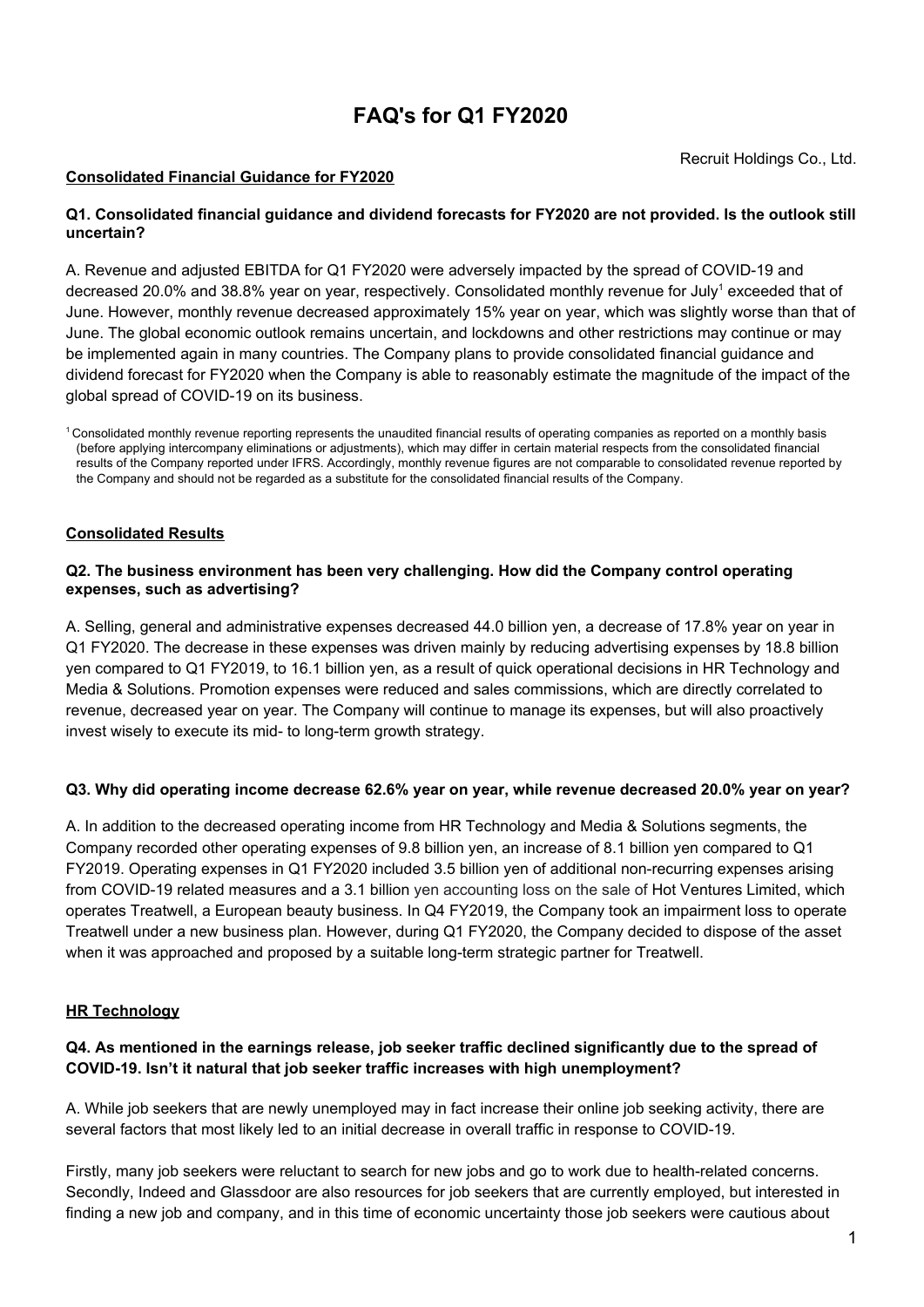# FAQ's for Q1 FY2020

Recruit Holdings Co., Ltd.

## Consolidated Financial Guidance for FY2020

**Q1. Consolidated financial guidance and dividend forecasts for FY2020 are not provided. Is the outlook still uncertain?**

A. Revenue and adjusted EBITDA for Q1 FY2020 were adversely impacted by the spread of COVID-19 and decreased 20.0% and 38.8% year on year, respectively. Consolidated monthly revenue for July[1] exceeded that of June. However, monthly revenue decreased approximately 15% year on year, which was slightly worse than that of June. The global economic outlook remains uncertain, and lockdowns and other restrictions may continue or may be implemented again in many countries. The Company plans to provide consolidated financial guidance and dividend forecast for FY2020 when the Company is able to reasonably estimate the magnitude of the impact of the global spread of COVID-19 on its business.

[1] Consolidated monthly revenue reporting represents the unaudited financial results of operating companies as reported on a monthly basis (before applying intercompany eliminations or adjustments), which may differ in certain material respects from the consolidated financial results of the Company reported under IFRS. Accordingly, monthly revenue figures are not comparable to consolidated revenue reported by the Company and should not be regarded as a substitute for the consolidated financial results of the Company.

## Consolidated Results

**Q2. The business environment has been very challenging. How did the Company control operating expenses, such as advertising?**

A. Selling, general and administrative expenses decreased 44.0 billion yen, a decrease of 17.8% year on year in Q1 FY2020. The decrease in these expenses was driven mainly by reducing advertising expenses by 18.8 billion yen compared to Q1 FY2019, to 16.1 billion yen, as a result of quick operational decisions in HR Technology and Media & Solutions. Promotion expenses were reduced and sales commissions, which are directly correlated to revenue, decreased year on year. The Company will continue to manage its expenses, but will also proactively invest wisely to execute its mid- to long-term growth strategy.

**Q3. Why did operating income decrease 62.6% year on year, while revenue decreased 20.0% year on year?**

A. In addition to the decreased operating income from HR Technology and Media & Solutions segments, the Company recorded other operating expenses of 9.8 billion yen, an increase of 8.1 billion yen compared to Q1 FY2019. Operating expenses in Q1 FY2020 included 3.5 billion yen of additional non-recurring expenses arising from COVID-19 related measures and a 3.1 billion yen accounting loss on the sale of Hot Ventures Limited, which operates Treatwell, a European beauty business. In Q4 FY2019, the Company took an impairment loss to operate Treatwell under a new business plan. However, during Q1 FY2020, the Company decided to dispose of the asset when it was approached and proposed by a suitable long-term strategic partner for Treatwell.

## HR Technology

**Q4. As mentioned in the earnings release, job seeker traffic declined significantly due to the spread of COVID-19. Isn't it natural that job seeker traffic increases with high unemployment?**

A. While job seekers that are newly unemployed may in fact increase their online job seeking activity, there are several factors that most likely led to an initial decrease in overall traffic in response to COVID-19.

Firstly, many job seekers were reluctant to search for new jobs and go to work due to health-related concerns. Secondly, Indeed and Glassdoor are also resources for job seekers that are currently employed, but interested in finding a new job and company, and in this time of economic uncertainty those job seekers were cautious about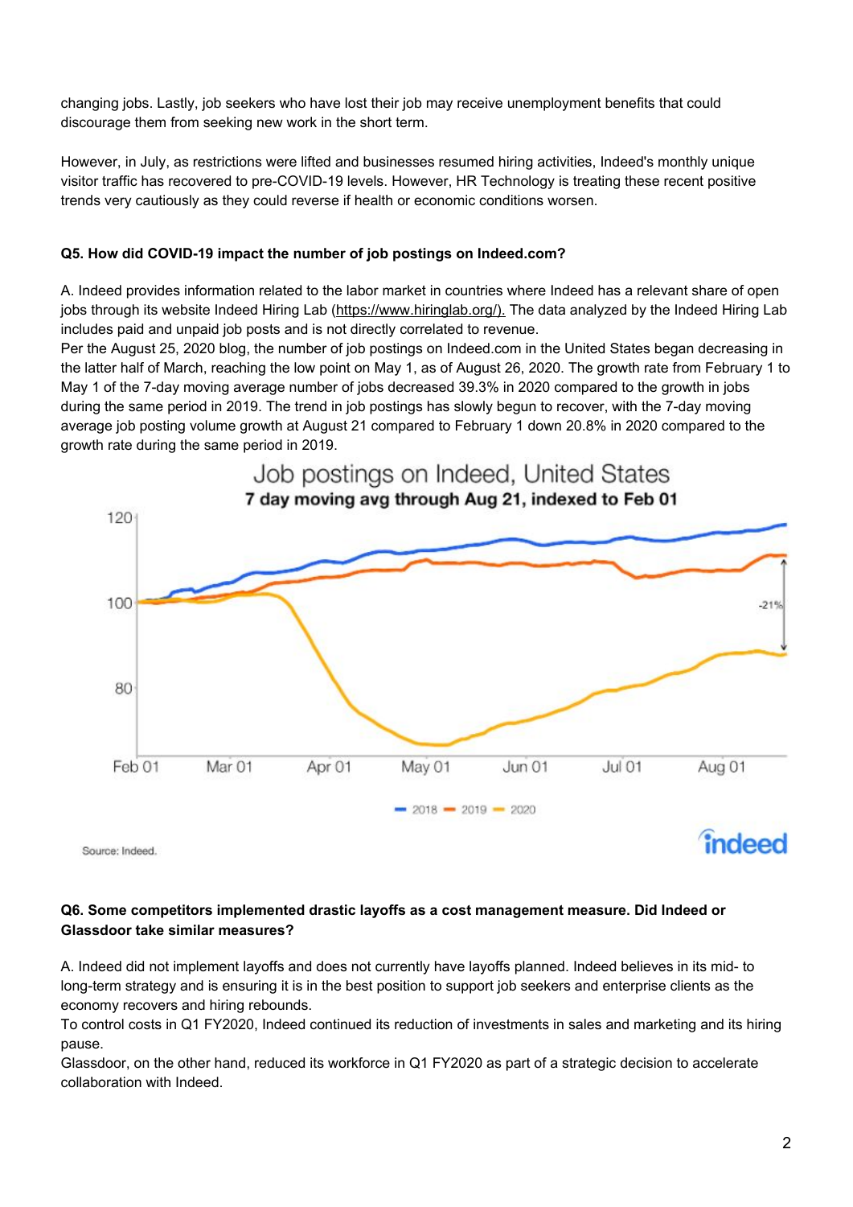changing jobs. Lastly, job seekers who have lost their job may receive unemployment benefits that could discourage them from seeking new work in the short term.

However, in July, as restrictions were lifted and businesses resumed hiring activities, Indeed's monthly unique visitor traffic has recovered to pre-COVID-19 levels. However, HR Technology is treating these recent positive trends very cautiously as they could reverse if health or economic conditions worsen.

**Q5. How did COVID-19 impact the number of job postings on Indeed.com?**

A. Indeed provides information related to the labor market in countries where Indeed has a relevant share of open jobs through its website Indeed Hiring Lab (https://www.hiringlab.org/). The data analyzed by the Indeed Hiring Lab includes paid and unpaid job posts and is not directly correlated to revenue.
Per the August 25, 2020 blog, the number of job postings on Indeed.com in the United States began decreasing in the latter half of March, reaching the low point on May 1, as of August 26, 2020. The growth rate from February 1 to May 1 of the 7-day moving average number of jobs decreased 39.3% in 2020 compared to the growth in jobs during the same period in 2019. The trend in job postings has slowly begun to recover, with the 7-day moving average job posting volume growth at August 21 compared to February 1 down 20.8% in 2020 compared to the growth rate during the same period in 2019.

Job postings on Indeed, United States
**7 day moving avg through Aug 21, indexed to Feb 01**

120
100
80
Feb 01 Mar 01 Apr 01 May 01 Jun 01 Jul 01 Aug 01
-21%
2018 2019 2020
Source: Indeed.
indeed

**Q6. Some competitors implemented drastic layoffs as a cost management measure. Did Indeed or Glassdoor take similar measures?**

A. Indeed did not implement layoffs and does not currently have layoffs planned. Indeed believes in its mid- to long-term strategy and is ensuring it is in the best position to support job seekers and enterprise clients as the economy recovers and hiring rebounds.
To control costs in Q1 FY2020, Indeed continued its reduction of investments in sales and marketing and its hiring pause.
Glassdoor, on the other hand, reduced its workforce in Q1 FY2020 as part of a strategic decision to accelerate collaboration with Indeed.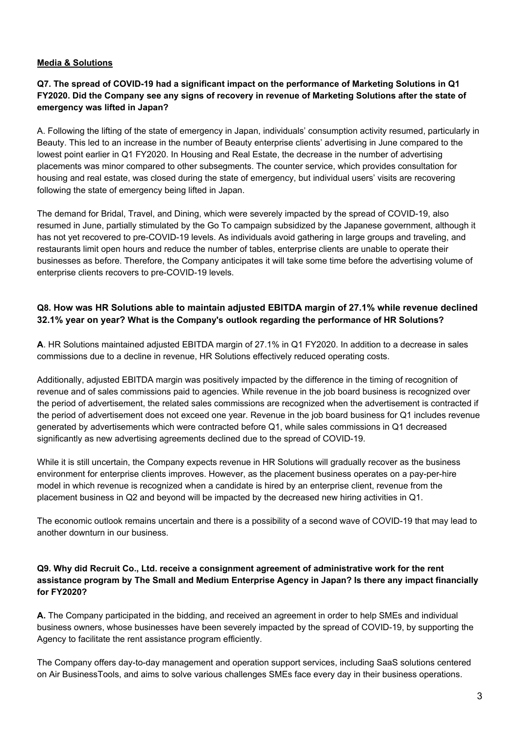**Media & Solutions**

**Q7. The spread of COVID-19 had a significant impact on the performance of Marketing Solutions in Q1 FY2020. Did the Company see any signs of recovery in revenue of Marketing Solutions after the state of emergency was lifted in Japan?**

A. Following the lifting of the state of emergency in Japan, individuals' consumption activity resumed, particularly in Beauty. This led to an increase in the number of Beauty enterprise clients' advertising in June compared to the lowest point earlier in Q1 FY2020. In Housing and Real Estate, the decrease in the number of advertising placements was minor compared to other subsegments. The counter service, which provides consultation for housing and real estate, was closed during the state of emergency, but individual users' visits are recovering following the state of emergency being lifted in Japan.

The demand for Bridal, Travel, and Dining, which were severely impacted by the spread of COVID-19, also resumed in June, partially stimulated by the Go To campaign subsidized by the Japanese government, although it has not yet recovered to pre-COVID-19 levels. As individuals avoid gathering in large groups and traveling, and restaurants limit open hours and reduce the number of tables, enterprise clients are unable to operate their businesses as before. Therefore, the Company anticipates it will take some time before the advertising volume of enterprise clients recovers to pre-COVID-19 levels.

**Q8. How was HR Solutions able to maintain adjusted EBITDA margin of 27.1% while revenue declined 32.1% year on year? What is the Company's outlook regarding the performance of HR Solutions?**

**A**. HR Solutions maintained adjusted EBITDA margin of 27.1% in Q1 FY2020. In addition to a decrease in sales commissions due to a decline in revenue, HR Solutions effectively reduced operating costs.

Additionally, adjusted EBITDA margin was positively impacted by the difference in the timing of recognition of revenue and of sales commissions paid to agencies. While revenue in the job board business is recognized over the period of advertisement, the related sales commissions are recognized when the advertisement is contracted if the period of advertisement does not exceed one year. Revenue in the job board business for Q1 includes revenue generated by advertisements which were contracted before Q1, while sales commissions in Q1 decreased significantly as new advertising agreements declined due to the spread of COVID-19.

While it is still uncertain, the Company expects revenue in HR Solutions will gradually recover as the business environment for enterprise clients improves. However, as the placement business operates on a pay-per-hire model in which revenue is recognized when a candidate is hired by an enterprise client, revenue from the placement business in Q2 and beyond will be impacted by the decreased new hiring activities in Q1.

The economic outlook remains uncertain and there is a possibility of a second wave of COVID-19 that may lead to another downturn in our business.

**Q9. Why did Recruit Co., Ltd. receive a consignment agreement of administrative work for the rent assistance program by The Small and Medium Enterprise Agency in Japan? Is there any impact financially for FY2020?**

**A.** The Company participated in the bidding, and received an agreement in order to help SMEs and individual business owners, whose businesses have been severely impacted by the spread of COVID-19, by supporting the Agency to facilitate the rent assistance program efficiently.

The Company offers day-to-day management and operation support services, including SaaS solutions centered on Air BusinessTools, and aims to solve various challenges SMEs face every day in their business operations.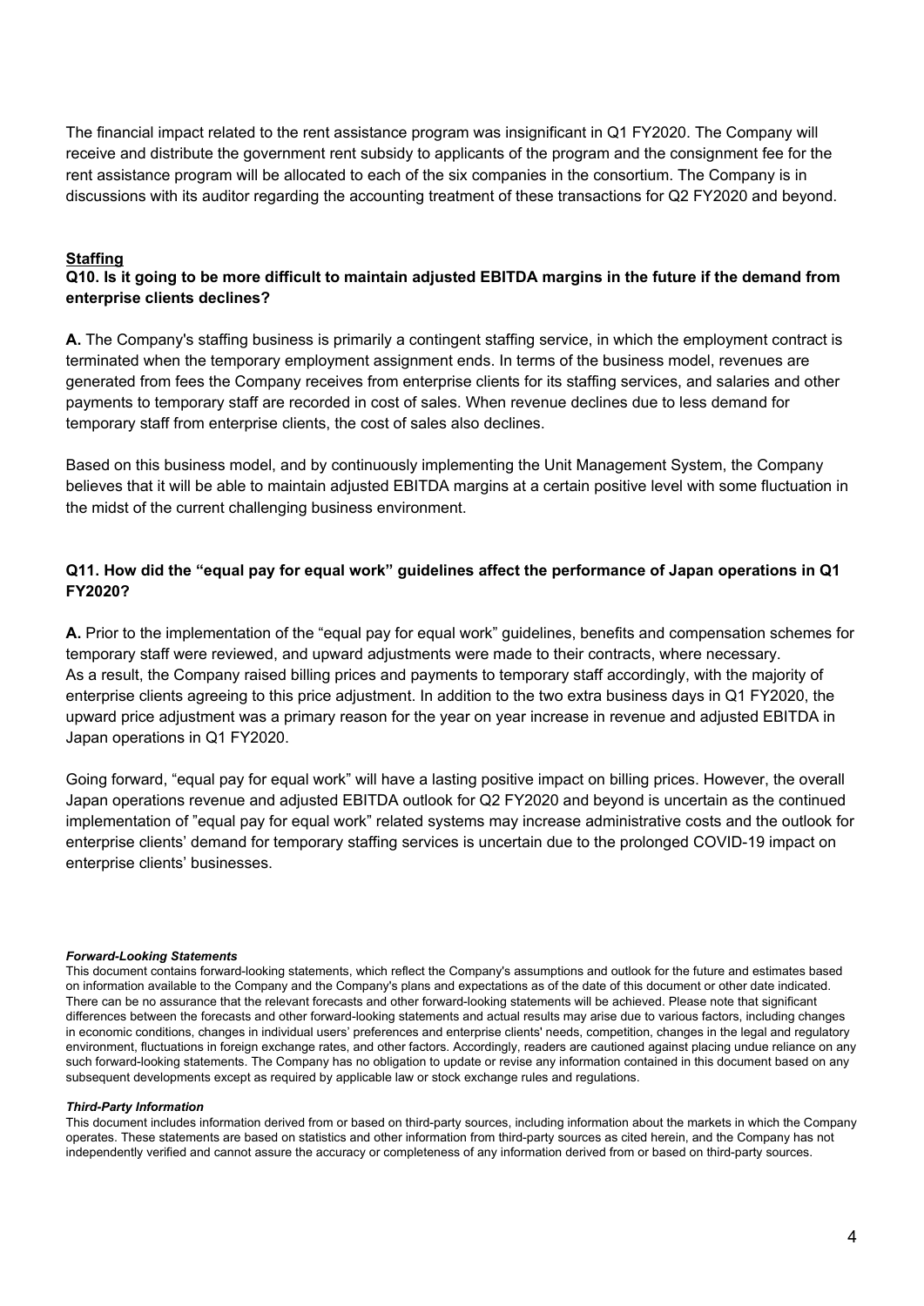The financial impact related to the rent assistance program was insignificant in Q1 FY2020. The Company will receive and distribute the government rent subsidy to applicants of the program and the consignment fee for the rent assistance program will be allocated to each of the six companies in the consortium. The Company is in discussions with its auditor regarding the accounting treatment of these transactions for Q2 FY2020 and beyond.

**Staffing**

**Q10. Is it going to be more difficult to maintain adjusted EBITDA margins in the future if the demand from enterprise clients declines?**

**A.** The Company's staffing business is primarily a contingent staffing service, in which the employment contract is terminated when the temporary employment assignment ends. In terms of the business model, revenues are generated from fees the Company receives from enterprise clients for its staffing services, and salaries and other payments to temporary staff are recorded in cost of sales. When revenue declines due to less demand for temporary staff from enterprise clients, the cost of sales also declines.

Based on this business model, and by continuously implementing the Unit Management System, the Company believes that it will be able to maintain adjusted EBITDA margins at a certain positive level with some fluctuation in the midst of the current challenging business environment.

**Q11. How did the "equal pay for equal work" guidelines affect the performance of Japan operations in Q1 FY2020?**

**A.** Prior to the implementation of the "equal pay for equal work" guidelines, benefits and compensation schemes for temporary staff were reviewed, and upward adjustments were made to their contracts, where necessary. As a result, the Company raised billing prices and payments to temporary staff accordingly, with the majority of enterprise clients agreeing to this price adjustment. In addition to the two extra business days in Q1 FY2020, the upward price adjustment was a primary reason for the year on year increase in revenue and adjusted EBITDA in Japan operations in Q1 FY2020.

Going forward, "equal pay for equal work" will have a lasting positive impact on billing prices. However, the overall Japan operations revenue and adjusted EBITDA outlook for Q2 FY2020 and beyond is uncertain as the continued implementation of "equal pay for equal work" related systems may increase administrative costs and the outlook for enterprise clients' demand for temporary staffing services is uncertain due to the prolonged COVID-19 impact on enterprise clients' businesses.

***Forward-Looking Statements***

This document contains forward-looking statements, which reflect the Company's assumptions and outlook for the future and estimates based on information available to the Company and the Company's plans and expectations as of the date of this document or other date indicated. There can be no assurance that the relevant forecasts and other forward-looking statements will be achieved. Please note that significant differences between the forecasts and other forward-looking statements and actual results may arise due to various factors, including changes in economic conditions, changes in individual users' preferences and enterprise clients' needs, competition, changes in the legal and regulatory environment, fluctuations in foreign exchange rates, and other factors. Accordingly, readers are cautioned against placing undue reliance on any such forward-looking statements. The Company has no obligation to update or revise any information contained in this document based on any subsequent developments except as required by applicable law or stock exchange rules and regulations.

***Third-Party Information***

This document includes information derived from or based on third-party sources, including information about the markets in which the Company operates. These statements are based on statistics and other information from third-party sources as cited herein, and the Company has not independently verified and cannot assure the accuracy or completeness of any information derived from or based on third-party sources.